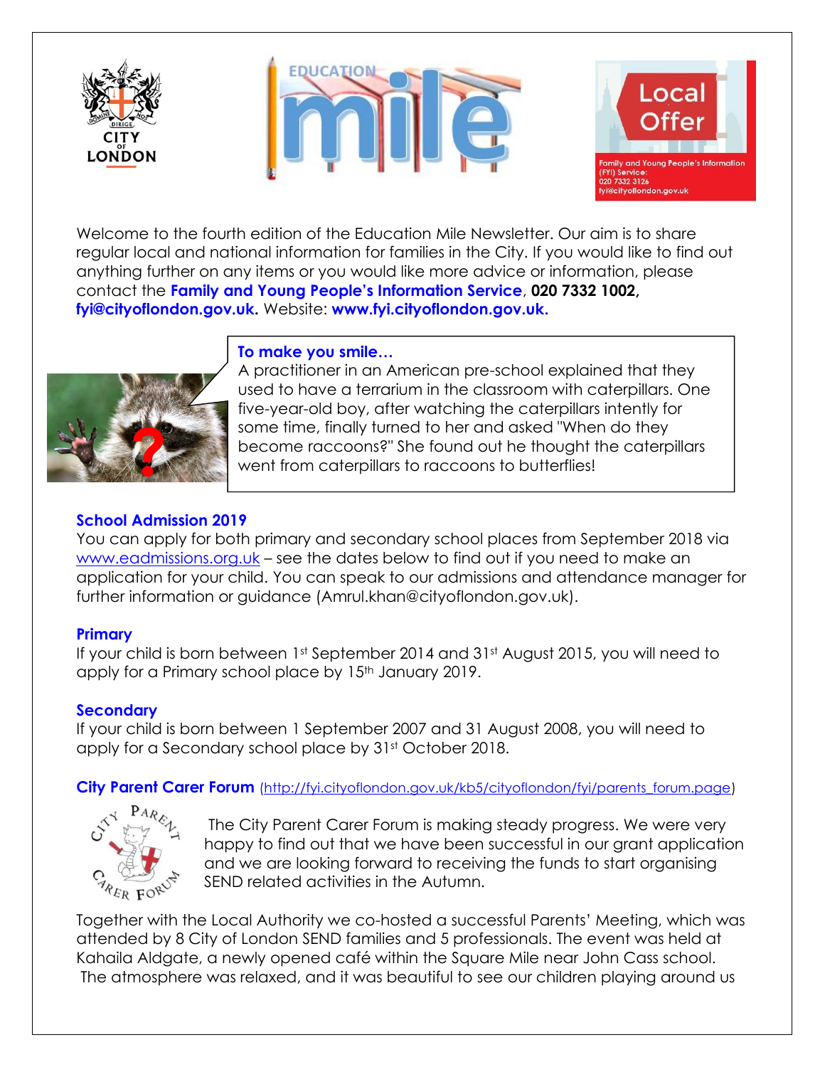Welcome to the fourth edition of the Education Mile Newsletter. Our aim is to share regular local and national information for families in the City. If you would like to find out anything further on any items or you would like more advice or information, please contact the **Family and Young People's Information Service**, **020 7332 1002**, **fyi@cityoflondon.gov.uk**. Website: **www.fyi.cityoflondon.gov.uk.**

### To make you smile…

A practitioner in an American pre-school explained that they used to have a terrarium in the classroom with caterpillars. One five-year-old boy, after watching the caterpillars intently for some time, finally turned to her and asked "When do they become raccoons?" She found out he thought the caterpillars went from caterpillars to raccoons to butterflies!

### School Admission 2019

You can apply for both primary and secondary school places from September 2018 via [www.eadmissions.org.uk](http://www.eadmissions.org.uk) – see the dates below to find out if you need to make an application for your child. You can speak to our admissions and attendance manager for further information or guidance (Amrul.khan@cityoflondon.gov.uk).

### Primary

If your child is born between 1st September 2014 and 31st August 2015, you will need to apply for a Primary school place by 15th January 2019.

### Secondary

If your child is born between 1 September 2007 and 31 August 2008, you will need to apply for a Secondary school place by 31st October 2018.

### City Parent Carer Forum ([http://fyi.cityoflondon.gov.uk/kb5/cityoflondon/fyi/parents_forum.page](http://fyi.cityoflondon.gov.uk/kb5/cityoflondon/fyi/parents_forum.page))

The City Parent Carer Forum is making steady progress. We were very happy to find out that we have been successful in our grant application and we are looking forward to receiving the funds to start organising SEND related activities in the Autumn.

Together with the Local Authority we co-hosted a successful Parents' Meeting, which was attended by 8 City of London SEND families and 5 professionals. The event was held at Kahaila Aldgate, a newly opened café within the Square Mile near John Cass school. The atmosphere was relaxed, and it was beautiful to see our children playing around us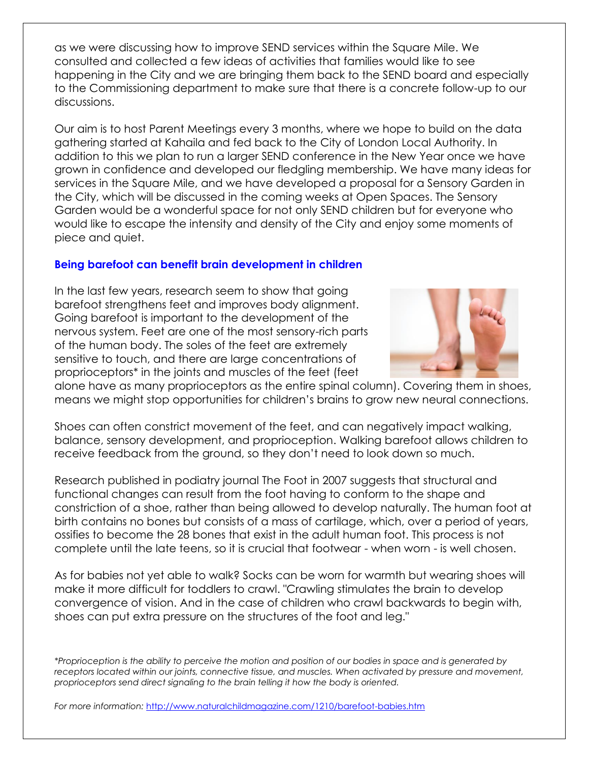as we were discussing how to improve SEND services within the Square Mile. We consulted and collected a few ideas of activities that families would like to see happening in the City and we are bringing them back to the SEND board and especially to the Commissioning department to make sure that there is a concrete follow-up to our discussions.

Our aim is to host Parent Meetings every 3 months, where we hope to build on the data gathering started at Kahaila and fed back to the City of London Local Authority. In addition to this we plan to run a larger SEND conference in the New Year once we have grown in confidence and developed our fledgling membership. We have many ideas for services in the Square Mile, and we have developed a proposal for a Sensory Garden in the City, which will be discussed in the coming weeks at Open Spaces. The Sensory Garden would be a wonderful space for not only SEND children but for everyone who would like to escape the intensity and density of the City and enjoy some moments of piece and quiet.

## Being barefoot can benefit brain development in children

In the last few years, research seem to show that going barefoot strengthens feet and improves body alignment. Going barefoot is important to the development of the nervous system. Feet are one of the most sensory-rich parts of the human body. The soles of the feet are extremely sensitive to touch, and there are large concentrations of proprioceptors* in the joints and muscles of the feet (feet alone have as many proprioceptors as the entire spinal column). Covering them in shoes, means we might stop opportunities for children's brains to grow new neural connections.

Shoes can often constrict movement of the feet, and can negatively impact walking, balance, sensory development, and proprioception. Walking barefoot allows children to receive feedback from the ground, so they don't need to look down so much.

Research published in podiatry journal The Foot in 2007 suggests that structural and functional changes can result from the foot having to conform to the shape and constriction of a shoe, rather than being allowed to develop naturally. The human foot at birth contains no bones but consists of a mass of cartilage, which, over a period of years, ossifies to become the 28 bones that exist in the adult human foot. This process is not complete until the late teens, so it is crucial that footwear - when worn - is well chosen.

As for babies not yet able to walk? Socks can be worn for warmth but wearing shoes will make it more difficult for toddlers to crawl. "Crawling stimulates the brain to develop convergence of vision. And in the case of children who crawl backwards to begin with, shoes can put extra pressure on the structures of the foot and leg."

*\*Proprioception is the ability to perceive the motion and position of our bodies in space and is generated by receptors located within our joints, connective tissue, and muscles. When activated by pressure and movement, proprioceptors send direct signaling to the brain telling it how the body is oriented.*

*For more information:* http://www.naturalchildmagazine.com/1210/barefoot-babies.htm